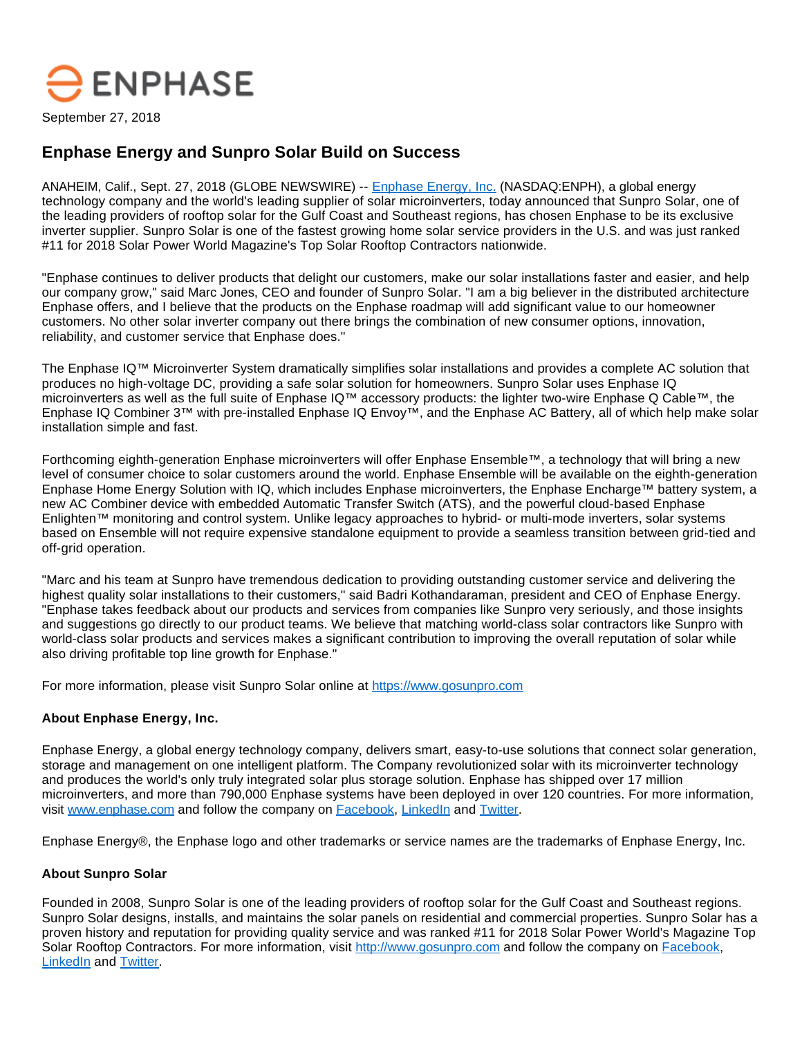ENPHASE

September 27, 2018

# Enphase Energy and Sunpro Solar Build on Success

ANAHEIM, Calif., Sept. 27, 2018 (GLOBE NEWSWIRE) -- [Enphase Energy, Inc.](http://www.enphase.com) (NASDAQ:ENPH), a global energy technology company and the world's leading supplier of solar microinverters, today announced that Sunpro Solar, one of the leading providers of rooftop solar for the Gulf Coast and Southeast regions, has chosen Enphase to be its exclusive inverter supplier. Sunpro Solar is one of the fastest growing home solar service providers in the U.S. and was just ranked #11 for 2018 Solar Power World Magazine's Top Solar Rooftop Contractors nationwide.

"Enphase continues to deliver products that delight our customers, make our solar installations faster and easier, and help our company grow," said Marc Jones, CEO and founder of Sunpro Solar. "I am a big believer in the distributed architecture Enphase offers, and I believe that the products on the Enphase roadmap will add significant value to our homeowner customers. No other solar inverter company out there brings the combination of new consumer options, innovation, reliability, and customer service that Enphase does."

The Enphase IQ™ Microinverter System dramatically simplifies solar installations and provides a complete AC solution that produces no high-voltage DC, providing a safe solar solution for homeowners. Sunpro Solar uses Enphase IQ microinverters as well as the full suite of Enphase IQ™ accessory products: the lighter two-wire Enphase Q Cable™, the Enphase IQ Combiner 3™ with pre-installed Enphase IQ Envoy™, and the Enphase AC Battery, all of which help make solar installation simple and fast.

Forthcoming eighth-generation Enphase microinverters will offer Enphase Ensemble™, a technology that will bring a new level of consumer choice to solar customers around the world. Enphase Ensemble will be available on the eighth-generation Enphase Home Energy Solution with IQ, which includes Enphase microinverters, the Enphase Encharge™ battery system, a new AC Combiner device with embedded Automatic Transfer Switch (ATS), and the powerful cloud-based Enphase Enlighten™ monitoring and control system. Unlike legacy approaches to hybrid- or multi-mode inverters, solar systems based on Ensemble will not require expensive standalone equipment to provide a seamless transition between grid-tied and off-grid operation.

"Marc and his team at Sunpro have tremendous dedication to providing outstanding customer service and delivering the highest quality solar installations to their customers," said Badri Kothandaraman, president and CEO of Enphase Energy. "Enphase takes feedback about our products and services from companies like Sunpro very seriously, and those insights and suggestions go directly to our product teams. We believe that matching world-class solar contractors like Sunpro with world-class solar products and services makes a significant contribution to improving the overall reputation of solar while also driving profitable top line growth for Enphase."

For more information, please visit Sunpro Solar online at [https://www.gosunpro.com](https://www.gosunpro.com)

**About Enphase Energy, Inc.**

Enphase Energy, a global energy technology company, delivers smart, easy-to-use solutions that connect solar generation, storage and management on one intelligent platform. The Company revolutionized solar with its microinverter technology and produces the world's only truly integrated solar plus storage solution. Enphase has shipped over 17 million microinverters, and more than 790,000 Enphase systems have been deployed in over 120 countries. For more information, visit [www.enphase.com](http://www.enphase.com) and follow the company on Facebook, LinkedIn and Twitter.

Enphase Energy®, the Enphase logo and other trademarks or service names are the trademarks of Enphase Energy, Inc.

**About Sunpro Solar**

Founded in 2008, Sunpro Solar is one of the leading providers of rooftop solar for the Gulf Coast and Southeast regions. Sunpro Solar designs, installs, and maintains the solar panels on residential and commercial properties. Sunpro Solar has a proven history and reputation for providing quality service and was ranked #11 for 2018 Solar Power World's Magazine Top Solar Rooftop Contractors. For more information, visit [http://www.gosunpro.com](http://www.gosunpro.com) and follow the company on Facebook, LinkedIn and Twitter.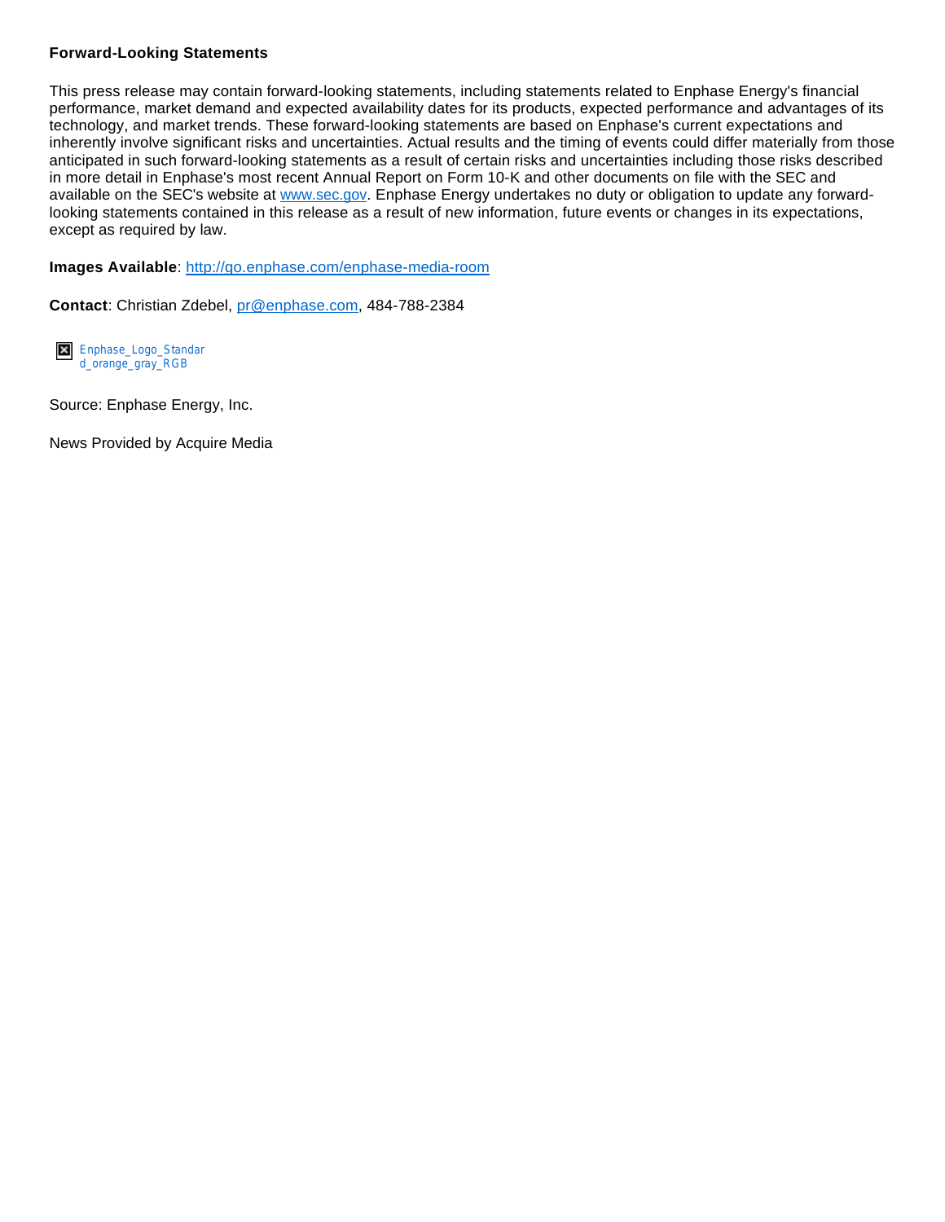**Forward-Looking Statements**

This press release may contain forward-looking statements, including statements related to Enphase Energy's financial performance, market demand and expected availability dates for its products, expected performance and advantages of its technology, and market trends. These forward-looking statements are based on Enphase's current expectations and inherently involve significant risks and uncertainties. Actual results and the timing of events could differ materially from those anticipated in such forward-looking statements as a result of certain risks and uncertainties including those risks described in more detail in Enphase's most recent Annual Report on Form 10-K and other documents on file with the SEC and available on the SEC's website at www.sec.gov. Enphase Energy undertakes no duty or obligation to update any forward-looking statements contained in this release as a result of new information, future events or changes in its expectations, except as required by law.

**Images Available**: http://go.enphase.com/enphase-media-room

**Contact**: Christian Zdebel, pr@enphase.com, 484-788-2384

Enphase_Logo_Standard_orange_gray_RGB

Source: Enphase Energy, Inc.

News Provided by Acquire Media